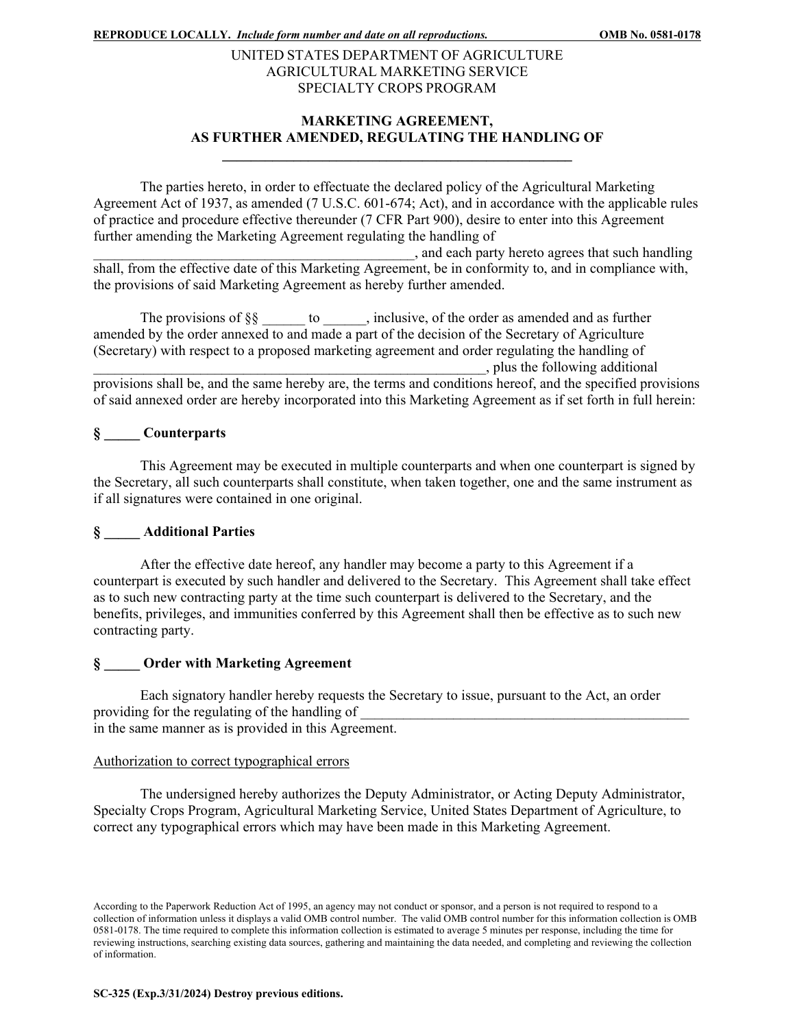**REPRODUCE LOCALLY.** *Include form number and date on all reproductions.* **OMB No. 0581-0178**

UNITED STATES DEPARTMENT OF AGRICULTURE
AGRICULTURAL MARKETING SERVICE
SPECIALTY CROPS PROGRAM

# MARKETING AGREEMENT, AS FURTHER AMENDED, REGULATING THE HANDLING OF ______________________________________________

The parties hereto, in order to effectuate the declared policy of the Agricultural Marketing Agreement Act of 1937, as amended (7 U.S.C. 601-674; Act), and in accordance with the applicable rules of practice and procedure effective thereunder (7 CFR Part 900), desire to enter into this Agreement further amending the Marketing Agreement regulating the handling of ______________________________________________, and each party hereto agrees that such handling shall, from the effective date of this Marketing Agreement, be in conformity to, and in compliance with, the provisions of said Marketing Agreement as hereby further amended.

The provisions of §§ ______ to ______, inclusive, of the order as amended and as further amended by the order annexed to and made a part of the decision of the Secretary of Agriculture (Secretary) with respect to a proposed marketing agreement and order regulating the handling of ______________________________________________________, plus the following additional provisions shall be, and the same hereby are, the terms and conditions hereof, and the specified provisions of said annexed order are hereby incorporated into this Marketing Agreement as if set forth in full herein:

### § _____ Counterparts

This Agreement may be executed in multiple counterparts and when one counterpart is signed by the Secretary, all such counterparts shall constitute, when taken together, one and the same instrument as if all signatures were contained in one original.

### § _____ Additional Parties

After the effective date hereof, any handler may become a party to this Agreement if a counterpart is executed by such handler and delivered to the Secretary. This Agreement shall take effect as to such new contracting party at the time such counterpart is delivered to the Secretary, and the benefits, privileges, and immunities conferred by this Agreement shall then be effective as to such new contracting party.

### § _____ Order with Marketing Agreement

Each signatory handler hereby requests the Secretary to issue, pursuant to the Act, an order providing for the regulating of the handling of ______________________________________________ in the same manner as is provided in this Agreement.

Authorization to correct typographical errors

The undersigned hereby authorizes the Deputy Administrator, or Acting Deputy Administrator, Specialty Crops Program, Agricultural Marketing Service, United States Department of Agriculture, to correct any typographical errors which may have been made in this Marketing Agreement.

According to the Paperwork Reduction Act of 1995, an agency may not conduct or sponsor, and a person is not required to respond to a collection of information unless it displays a valid OMB control number. The valid OMB control number for this information collection is OMB 0581-0178. The time required to complete this information collection is estimated to average 5 minutes per response, including the time for reviewing instructions, searching existing data sources, gathering and maintaining the data needed, and completing and reviewing the collection of information.

**SC-325 (Exp.3/31/2024) Destroy previous editions.**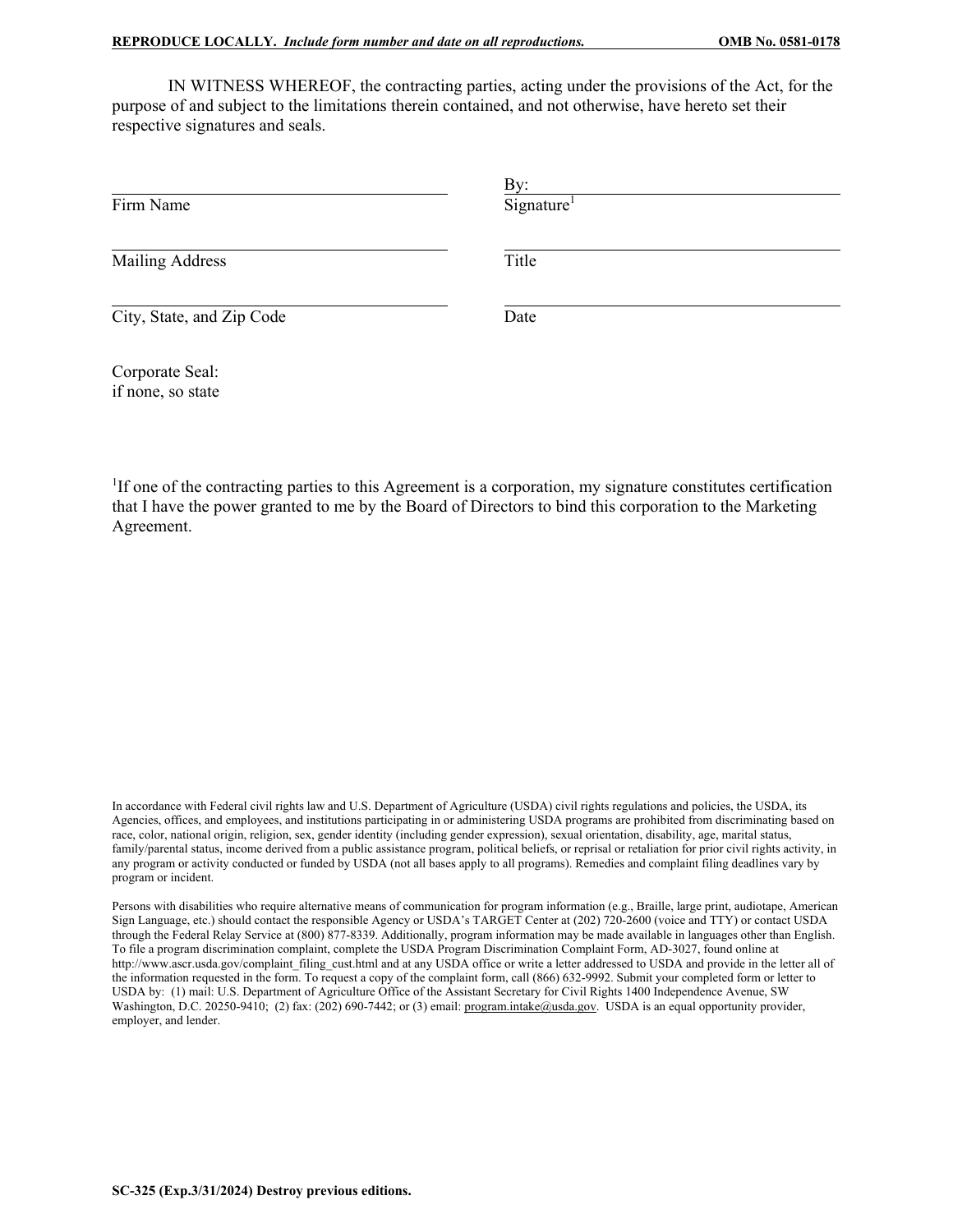IN WITNESS WHEREOF, the contracting parties, acting under the provisions of the Act, for the purpose of and subject to the limitations therein contained, and not otherwise, have hereto set their respective signatures and seals.

| | |
|---|---|
| ______________________ | By: ______________________ |
| Firm Name | Signature[1] |
| ______________________ | ______________________ |
| Mailing Address | Title |
| ______________________ | ______________________ |
| City, State, and Zip Code | Date |

Corporate Seal:
if none, so state

[1]If one of the contracting parties to this Agreement is a corporation, my signature constitutes certification that I have the power granted to me by the Board of Directors to bind this corporation to the Marketing Agreement.

In accordance with Federal civil rights law and U.S. Department of Agriculture (USDA) civil rights regulations and policies, the USDA, its Agencies, offices, and employees, and institutions participating in or administering USDA programs are prohibited from discriminating based on race, color, national origin, religion, sex, gender identity (including gender expression), sexual orientation, disability, age, marital status, family/parental status, income derived from a public assistance program, political beliefs, or reprisal or retaliation for prior civil rights activity, in any program or activity conducted or funded by USDA (not all bases apply to all programs). Remedies and complaint filing deadlines vary by program or incident.

Persons with disabilities who require alternative means of communication for program information (e.g., Braille, large print, audiotape, American Sign Language, etc.) should contact the responsible Agency or USDA's TARGET Center at (202) 720-2600 (voice and TTY) or contact USDA through the Federal Relay Service at (800) 877-8339. Additionally, program information may be made available in languages other than English. To file a program discrimination complaint, complete the USDA Program Discrimination Complaint Form, AD-3027, found online at http://www.ascr.usda.gov/complaint_filing_cust.html and at any USDA office or write a letter addressed to USDA and provide in the letter all of the information requested in the form. To request a copy of the complaint form, call (866) 632-9992. Submit your completed form or letter to USDA by: (1) mail: U.S. Department of Agriculture Office of the Assistant Secretary for Civil Rights 1400 Independence Avenue, SW Washington, D.C. 20250-9410; (2) fax: (202) 690-7442; or (3) email: program.intake@usda.gov. USDA is an equal opportunity provider, employer, and lender.